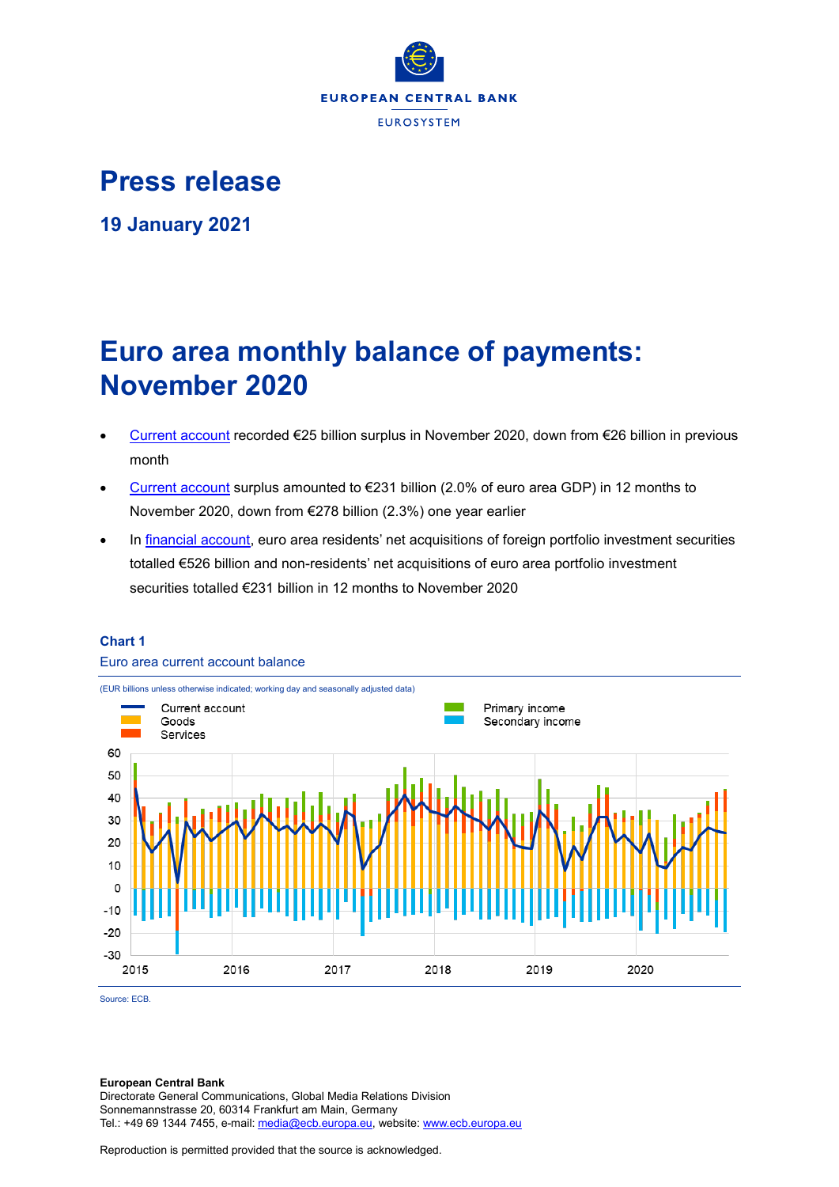# Press release

## 19 January 2021

# Euro area monthly balance of payments: November 2020

- Current account recorded €25 billion surplus in November 2020, down from €26 billion in previous month
- Current account surplus amounted to €231 billion (2.0% of euro area GDP) in 12 months to November 2020, down from €278 billion (2.3%) one year earlier
- In financial account, euro area residents' net acquisitions of foreign portfolio investment securities totalled €526 billion and non-residents' net acquisitions of euro area portfolio investment securities totalled €231 billion in 12 months to November 2020

**Chart 1**

Euro area current account balance

(EUR billions unless otherwise indicated; working day and seasonally adjusted data)

Source: ECB.

**European Central Bank**
Directorate General Communications, Global Media Relations Division
Sonnemannstrasse 20, 60314 Frankfurt am Main, Germany
Tel.: +49 69 1344 7455, e-mail: media@ecb.europa.eu, website: www.ecb.europa.eu

Reproduction is permitted provided that the source is acknowledged.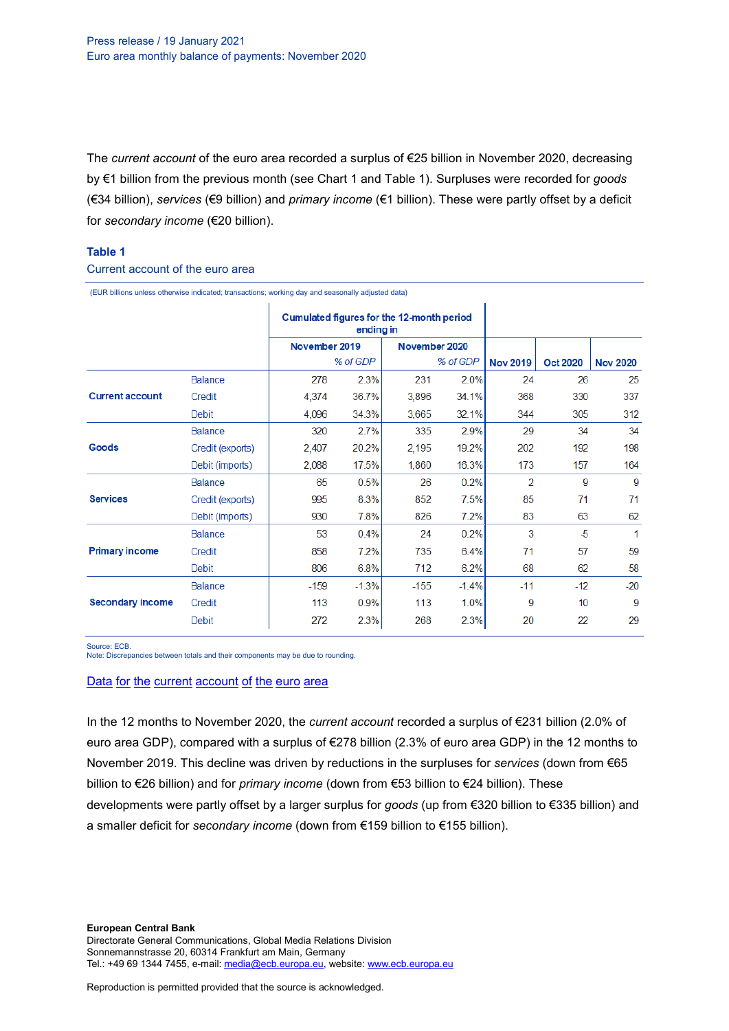The *current account* of the euro area recorded a surplus of €25 billion in November 2020, decreasing by €1 billion from the previous month (see Chart 1 and Table 1). Surpluses were recorded for *goods* (€34 billion), *services* (€9 billion) and *primary income* (€1 billion). These were partly offset by a deficit for *secondary income* (€20 billion).

**Table 1**

Current account of the euro area

(EUR billions unless otherwise indicated; transactions; working day and seasonally adjusted data)

| | | Cumulated figures for the 12-month period ending in | | | | | | |
|---|---|---|---|---|---|---|---|---|
| | | November 2019 | | November 2020 | | | | |
| | | | *% of GDP* | | *% of GDP* | Nov 2019 | Oct 2020 | Nov 2020 |
| **Current account** | Balance | 278 | 2.3% | 231 | 2.0% | 24 | 26 | 25 |
| | Credit | 4,374 | 36.7% | 3,896 | 34.1% | 368 | 330 | 337 |
| | Debit | 4,096 | 34.3% | 3,665 | 32.1% | 344 | 305 | 312 |
| **Goods** | Balance | 320 | 2.7% | 335 | 2.9% | 29 | 34 | 34 |
| | Credit (exports) | 2,407 | 20.2% | 2,195 | 19.2% | 202 | 192 | 198 |
| | Debit (imports) | 2,088 | 17.5% | 1,860 | 16.3% | 173 | 157 | 164 |
| **Services** | Balance | 65 | 0.5% | 26 | 0.2% | 2 | 9 | 9 |
| | Credit (exports) | 995 | 8.3% | 852 | 7.5% | 85 | 71 | 71 |
| | Debit (imports) | 930 | 7.8% | 826 | 7.2% | 83 | 63 | 62 |
| **Primary income** | Balance | 53 | 0.4% | 24 | 0.2% | 3 | -5 | 1 |
| | Credit | 858 | 7.2% | 735 | 6.4% | 71 | 57 | 59 |
| | Debit | 806 | 6.8% | 712 | 6.2% | 68 | 62 | 58 |
| **Secondary income** | Balance | -159 | -1.3% | -155 | -1.4% | -11 | -12 | -20 |
| | Credit | 113 | 0.9% | 113 | 1.0% | 9 | 10 | 9 |
| | Debit | 272 | 2.3% | 268 | 2.3% | 20 | 22 | 29 |

Source: ECB.
Note: Discrepancies between totals and their components may be due to rounding.

[Data for the current account of the euro area]

In the 12 months to November 2020, the *current account* recorded a surplus of €231 billion (2.0% of euro area GDP), compared with a surplus of €278 billion (2.3% of euro area GDP) in the 12 months to November 2019. This decline was driven by reductions in the surpluses for *services* (down from €65 billion to €26 billion) and for *primary income* (down from €53 billion to €24 billion). These developments were partly offset by a larger surplus for *goods* (up from €320 billion to €335 billion) and a smaller deficit for *secondary income* (down from €159 billion to €155 billion).

**European Central Bank**
Directorate General Communications, Global Media Relations Division
Sonnemannstrasse 20, 60314 Frankfurt am Main, Germany
Tel.: +49 69 1344 7455, e-mail: media@ecb.europa.eu, website: www.ecb.europa.eu

Reproduction is permitted provided that the source is acknowledged.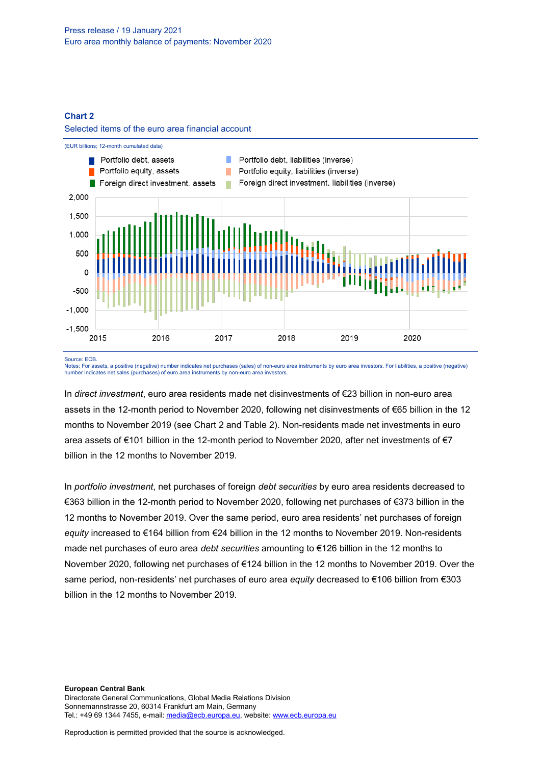**Chart 2**

Selected items of the euro area financial account

(EUR billions; 12-month cumulated data)

Source: ECB.
Notes: For assets, a positive (negative) number indicates net purchases (sales) of non-euro area instruments by euro area investors. For liabilities, a positive (negative) number indicates net sales (purchases) of euro area instruments by non-euro area investors.

In *direct investment*, euro area residents made net disinvestments of €23 billion in non-euro area assets in the 12-month period to November 2020, following net disinvestments of €65 billion in the 12 months to November 2019 (see Chart 2 and Table 2). Non-residents made net investments in euro area assets of €101 billion in the 12-month period to November 2020, after net investments of €7 billion in the 12 months to November 2019.

In *portfolio investment*, net purchases of foreign *debt securities* by euro area residents decreased to €363 billion in the 12-month period to November 2020, following net purchases of €373 billion in the 12 months to November 2019. Over the same period, euro area residents' net purchases of foreign *equity* increased to €164 billion from €24 billion in the 12 months to November 2019. Non-residents made net purchases of euro area *debt securities* amounting to €126 billion in the 12 months to November 2020, following net purchases of €124 billion in the 12 months to November 2019. Over the same period, non-residents' net purchases of euro area *equity* decreased to €106 billion from €303 billion in the 12 months to November 2019.

**European Central Bank**
Directorate General Communications, Global Media Relations Division
Sonnemannstrasse 20, 60314 Frankfurt am Main, Germany
Tel.: +49 69 1344 7455, e-mail: media@ecb.europa.eu, website: www.ecb.europa.eu

Reproduction is permitted provided that the source is acknowledged.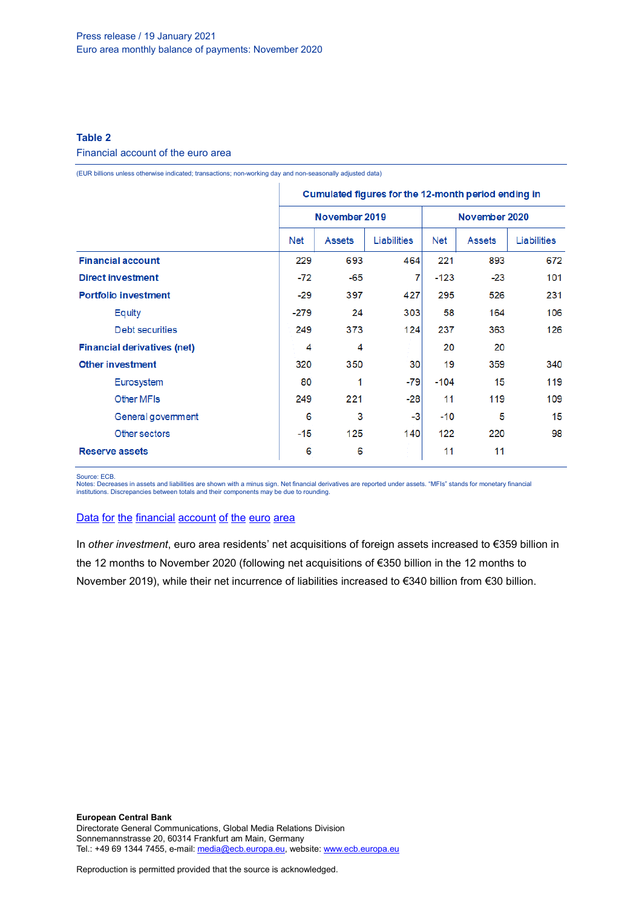**Table 2**

Financial account of the euro area

(EUR billions unless otherwise indicated; transactions; non-working day and non-seasonally adjusted data)

| | Cumulated figures for the 12-month period ending in | | | | | |
|---|---|---|---|---|---|---|
| | November 2019 | | | November 2020 | | |
| | Net | Assets | Liabilities | Net | Assets | Liabilities |
| **Financial account** | 229 | 693 | 464 | 221 | 893 | 672 |
| **Direct investment** | -72 | -65 | 7 | -123 | -23 | 101 |
| **Portfolio investment** | -29 | 397 | 427 | 295 | 526 | 231 |
| Equity | -279 | 24 | 303 | 58 | 164 | 106 |
| Debt securities | 249 | 373 | 124 | 237 | 363 | 126 |
| **Financial derivatives (net)** | 4 | 4 | | 20 | 20 | |
| **Other investment** | 320 | 350 | 30 | 19 | 359 | 340 |
| Eurosystem | 80 | 1 | -79 | -104 | 15 | 119 |
| Other MFIs | 249 | 221 | -28 | 11 | 119 | 109 |
| General government | 6 | 3 | -3 | -10 | 5 | 15 |
| Other sectors | -15 | 125 | 140 | 122 | 220 | 98 |
| **Reserve assets** | 6 | 6 | | 11 | 11 | |

Source: ECB.
Notes: Decreases in assets and liabilities are shown with a minus sign. Net financial derivatives are reported under assets. "MFIs" stands for monetary financial institutions. Discrepancies between totals and their components may be due to rounding.

[Data for the financial account of the euro area](https://www.ecb.europa.eu)

In *other investment*, euro area residents' net acquisitions of foreign assets increased to €359 billion in the 12 months to November 2020 (following net acquisitions of €350 billion in the 12 months to November 2019), while their net incurrence of liabilities increased to €340 billion from €30 billion.

**European Central Bank**
Directorate General Communications, Global Media Relations Division
Sonnemannstrasse 20, 60314 Frankfurt am Main, Germany
Tel.: +49 69 1344 7455, e-mail: media@ecb.europa.eu, website: www.ecb.europa.eu

Reproduction is permitted provided that the source is acknowledged.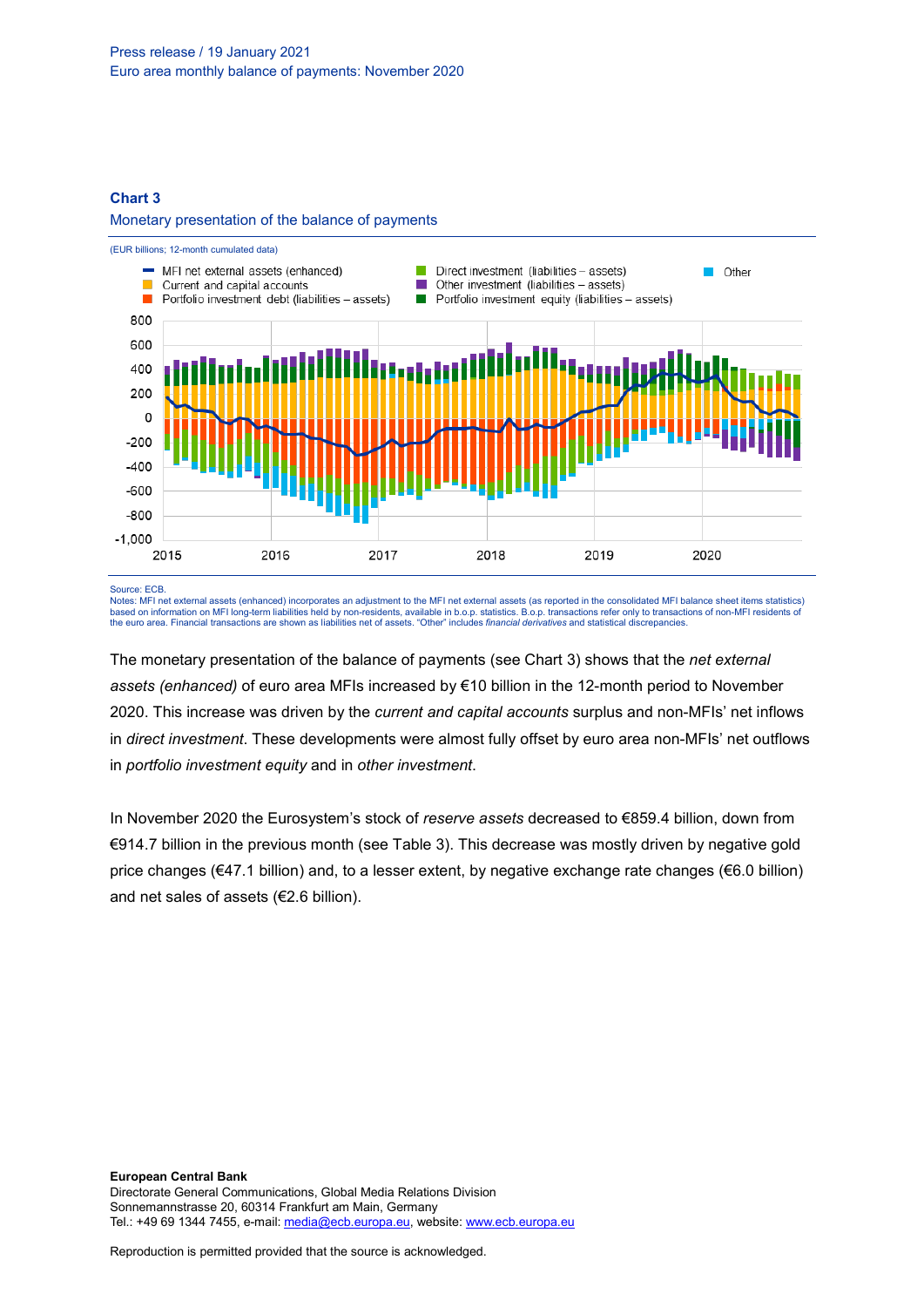**Chart 3**

Monetary presentation of the balance of payments

(EUR billions; 12-month cumulated data)

Source: ECB.
Notes: MFI net external assets (enhanced) incorporates an adjustment to the MFI net external assets (as reported in the consolidated MFI balance sheet items statistics) based on information on MFI long-term liabilities held by non-residents, available in b.o.p. statistics. B.o.p. transactions refer only to transactions of non-MFI residents of the euro area. Financial transactions are shown as liabilities net of assets. "Other" includes *financial derivatives* and statistical discrepancies.

The monetary presentation of the balance of payments (see Chart 3) shows that the *net external assets (enhanced)* of euro area MFIs increased by €10 billion in the 12-month period to November 2020. This increase was driven by the *current and capital accounts* surplus and non-MFIs' net inflows in *direct investment*. These developments were almost fully offset by euro area non-MFIs' net outflows in *portfolio investment equity* and in *other investment*.

In November 2020 the Eurosystem's stock of *reserve assets* decreased to €859.4 billion, down from €914.7 billion in the previous month (see Table 3). This decrease was mostly driven by negative gold price changes (€47.1 billion) and, to a lesser extent, by negative exchange rate changes (€6.0 billion) and net sales of assets (€2.6 billion).

**European Central Bank**
Directorate General Communications, Global Media Relations Division
Sonnemannstrasse 20, 60314 Frankfurt am Main, Germany
Tel.: +49 69 1344 7455, e-mail: media@ecb.europa.eu, website: www.ecb.europa.eu

Reproduction is permitted provided that the source is acknowledged.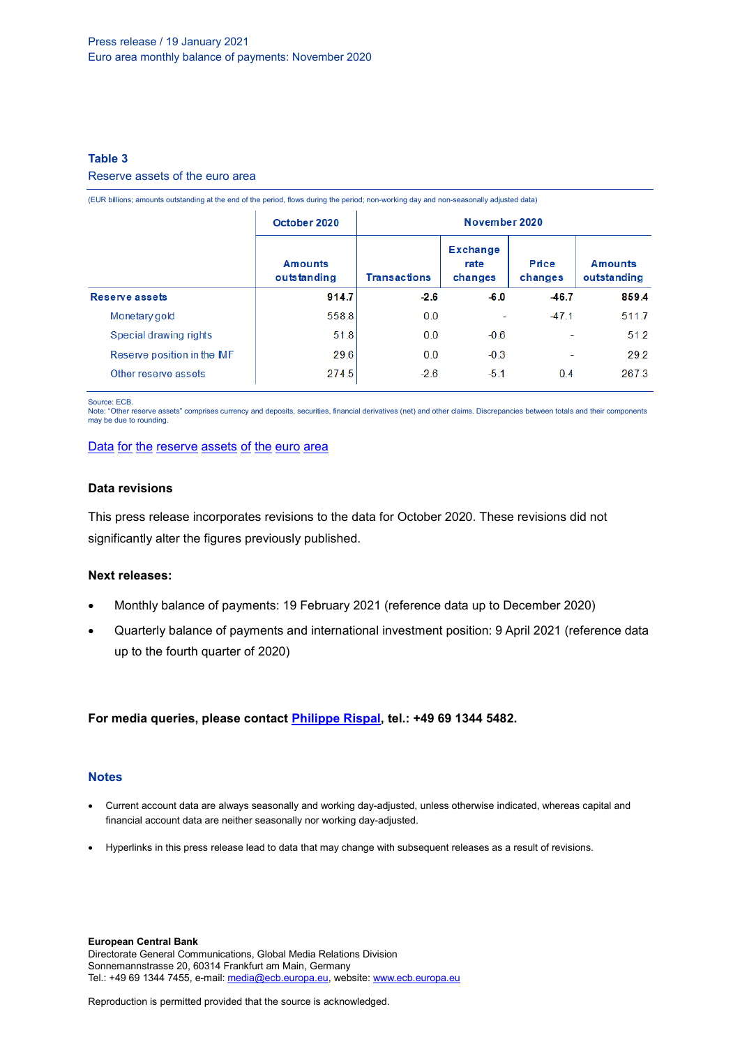Press release / 19 January 2021
Euro area monthly balance of payments: November 2020

### Table 3

Reserve assets of the euro area

(EUR billions; amounts outstanding at the end of the period, flows during the period; non-working day and non-seasonally adjusted data)

| | October 2020 | November 2020 | | | |
|---|---|---|---|---|---|
| | Amounts outstanding | Transactions | Exchange rate changes | Price changes | Amounts outstanding |
| **Reserve assets** | **914.7** | **-2.6** | **-6.0** | **-46.7** | **859.4** |
| Monetary gold | 558.8 | 0.0 | - | -47.1 | 511.7 |
| Special drawing rights | 51.8 | 0.0 | -0.6 | - | 51.2 |
| Reserve position in the IMF | 29.6 | 0.0 | -0.3 | - | 29.2 |
| Other reserve assets | 274.5 | -2.6 | -5.1 | 0.4 | 267.3 |

Source: ECB.
Note: "Other reserve assets" comprises currency and deposits, securities, financial derivatives (net) and other claims. Discrepancies between totals and their components may be due to rounding.

Data for the reserve assets of the euro area

**Data revisions**

This press release incorporates revisions to the data for October 2020. These revisions did not significantly alter the figures previously published.

**Next releases:**

- Monthly balance of payments: 19 February 2021 (reference data up to December 2020)
- Quarterly balance of payments and international investment position: 9 April 2021 (reference data up to the fourth quarter of 2020)

**For media queries, please contact Philippe Rispal, tel.: +49 69 1344 5482.**

### Notes

- Current account data are always seasonally and working day-adjusted, unless otherwise indicated, whereas capital and financial account data are neither seasonally nor working day-adjusted.
- Hyperlinks in this press release lead to data that may change with subsequent releases as a result of revisions.

**European Central Bank**
Directorate General Communications, Global Media Relations Division
Sonnemannstrasse 20, 60314 Frankfurt am Main, Germany
Tel.: +49 69 1344 7455, e-mail: media@ecb.europa.eu, website: www.ecb.europa.eu

Reproduction is permitted provided that the source is acknowledged.